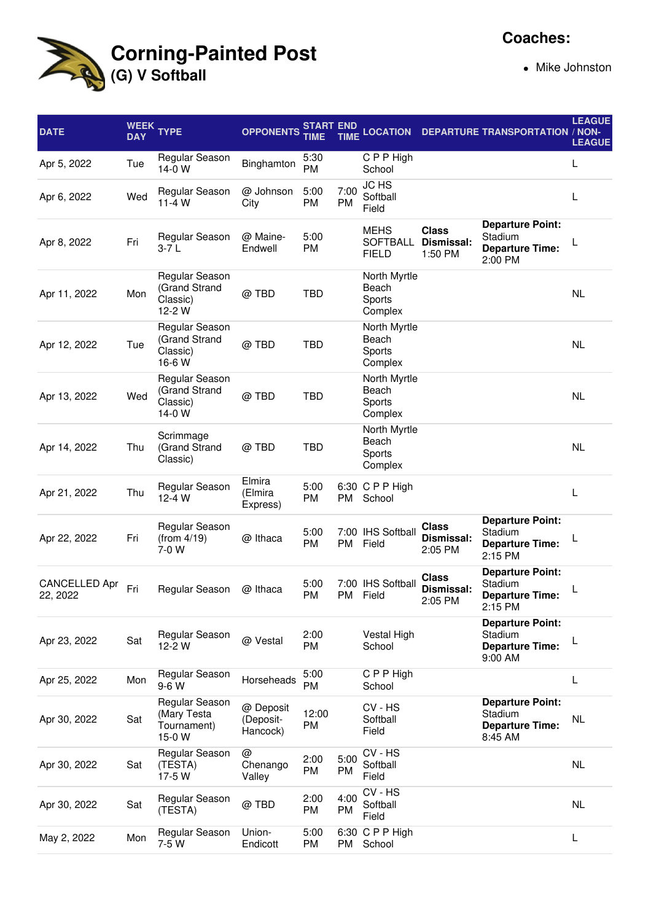# Corning-Painted Post
## (G) V Softball

**Coaches:**

- Mike Johnston

| DATE | WEEK DAY | TYPE | OPPONENTS | START TIME | END TIME | LOCATION | DEPARTURE | TRANSPORTATION | LEAGUE / NON-LEAGUE |
|---|---|---|---|---|---|---|---|---|---|
| Apr 5, 2022 | Tue | Regular Season 14-0 W | Binghamton | 5:30 PM | | C P P High School | | | L |
| Apr 6, 2022 | Wed | Regular Season 11-4 W | @ Johnson City | 5:00 PM | 7:00 PM | JC HS Softball Field | | | L |
| Apr 8, 2022 | Fri | Regular Season 3-7 L | @ Maine-Endwell | 5:00 PM | | MEHS SOFTBALL FIELD | **Class Dismissal:** 1:50 PM | **Departure Point:** Stadium **Departure Time:** 2:00 PM | L |
| Apr 11, 2022 | Mon | Regular Season (Grand Strand Classic) 12-2 W | @ TBD | TBD | | North Myrtle Beach Sports Complex | | | NL |
| Apr 12, 2022 | Tue | Regular Season (Grand Strand Classic) 16-6 W | @ TBD | TBD | | North Myrtle Beach Sports Complex | | | NL |
| Apr 13, 2022 | Wed | Regular Season (Grand Strand Classic) 14-0 W | @ TBD | TBD | | North Myrtle Beach Sports Complex | | | NL |
| Apr 14, 2022 | Thu | Scrimmage (Grand Strand Classic) | @ TBD | TBD | | North Myrtle Beach Sports Complex | | | NL |
| Apr 21, 2022 | Thu | Regular Season 12-4 W | Elmira (Elmira Express) | 5:00 PM | 6:30 PM | C P P High School | | | L |
| Apr 22, 2022 | Fri | Regular Season (from 4/19) 7-0 W | @ Ithaca | 5:00 PM | 7:00 PM | IHS Softball Field | **Class Dismissal:** 2:05 PM | **Departure Point:** Stadium **Departure Time:** 2:15 PM | L |
| CANCELLED Apr 22, 2022 | Fri | Regular Season | @ Ithaca | 5:00 PM | 7:00 PM | IHS Softball Field | **Class Dismissal:** 2:05 PM | **Departure Point:** Stadium **Departure Time:** 2:15 PM | L |
| Apr 23, 2022 | Sat | Regular Season 12-2 W | @ Vestal | 2:00 PM | | Vestal High School | | **Departure Point:** Stadium **Departure Time:** 9:00 AM | L |
| Apr 25, 2022 | Mon | Regular Season 9-6 W | Horseheads | 5:00 PM | | C P P High School | | | L |
| Apr 30, 2022 | Sat | Regular Season (Mary Testa Tournament) 15-0 W | @ Deposit (Deposit-Hancock) | 12:00 PM | | CV - HS Softball Field | | **Departure Point:** Stadium **Departure Time:** 8:45 AM | NL |
| Apr 30, 2022 | Sat | Regular Season (TESTA) 17-5 W | @ Chenango Valley | 2:00 PM | 5:00 PM | CV - HS Softball Field | | | NL |
| Apr 30, 2022 | Sat | Regular Season (TESTA) | @ TBD | 2:00 PM | 4:00 PM | CV - HS Softball Field | | | NL |
| May 2, 2022 | Mon | Regular Season 7-5 W | Union-Endicott | 5:00 PM | 6:30 PM | C P P High School | | | L |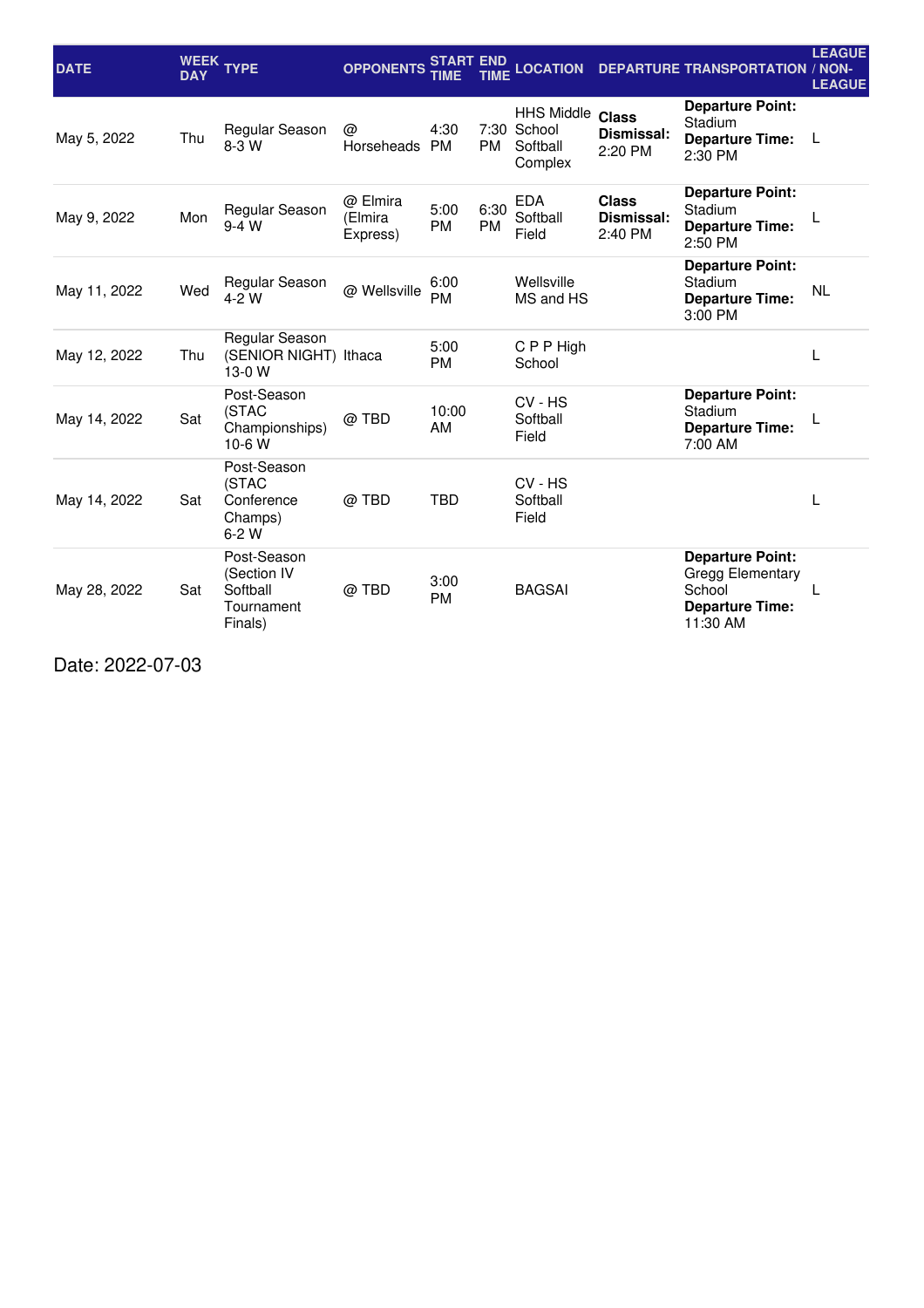| DATE | WEEK DAY | TYPE | OPPONENTS | START TIME | END TIME | LOCATION | DEPARTURE | TRANSPORTATION | LEAGUE / NON-LEAGUE |
|---|---|---|---|---|---|---|---|---|---|
| May 5, 2022 | Thu | Regular Season 8-3 W | @ Horseheads | 4:30 PM | 7:30 PM | HHS Middle School Softball Complex | **Class Dismissal:** 2:20 PM | **Departure Point:** Stadium **Departure Time:** 2:30 PM | L |
| May 9, 2022 | Mon | Regular Season 9-4 W | @ Elmira (Elmira Express) | 5:00 PM | 6:30 PM | EDA Softball Field | **Class Dismissal:** 2:40 PM | **Departure Point:** Stadium **Departure Time:** 2:50 PM | L |
| May 11, 2022 | Wed | Regular Season 4-2 W | @ Wellsville | 6:00 PM | | Wellsville MS and HS | | **Departure Point:** Stadium **Departure Time:** 3:00 PM | NL |
| May 12, 2022 | Thu | Regular Season (SENIOR NIGHT) 13-0 W | Ithaca | 5:00 PM | | C P P High School | | | L |
| May 14, 2022 | Sat | Post-Season (STAC Championships) 10-6 W | @ TBD | 10:00 AM | | CV - HS Softball Field | | **Departure Point:** Stadium **Departure Time:** 7:00 AM | L |
| May 14, 2022 | Sat | Post-Season (STAC Conference Champs) 6-2 W | @ TBD | TBD | | CV - HS Softball Field | | | L |
| May 28, 2022 | Sat | Post-Season (Section IV Softball Tournament Finals) | @ TBD | 3:00 PM | | BAGSAI | | **Departure Point:** Gregg Elementary School **Departure Time:** 11:30 AM | L |

Date: 2022-07-03